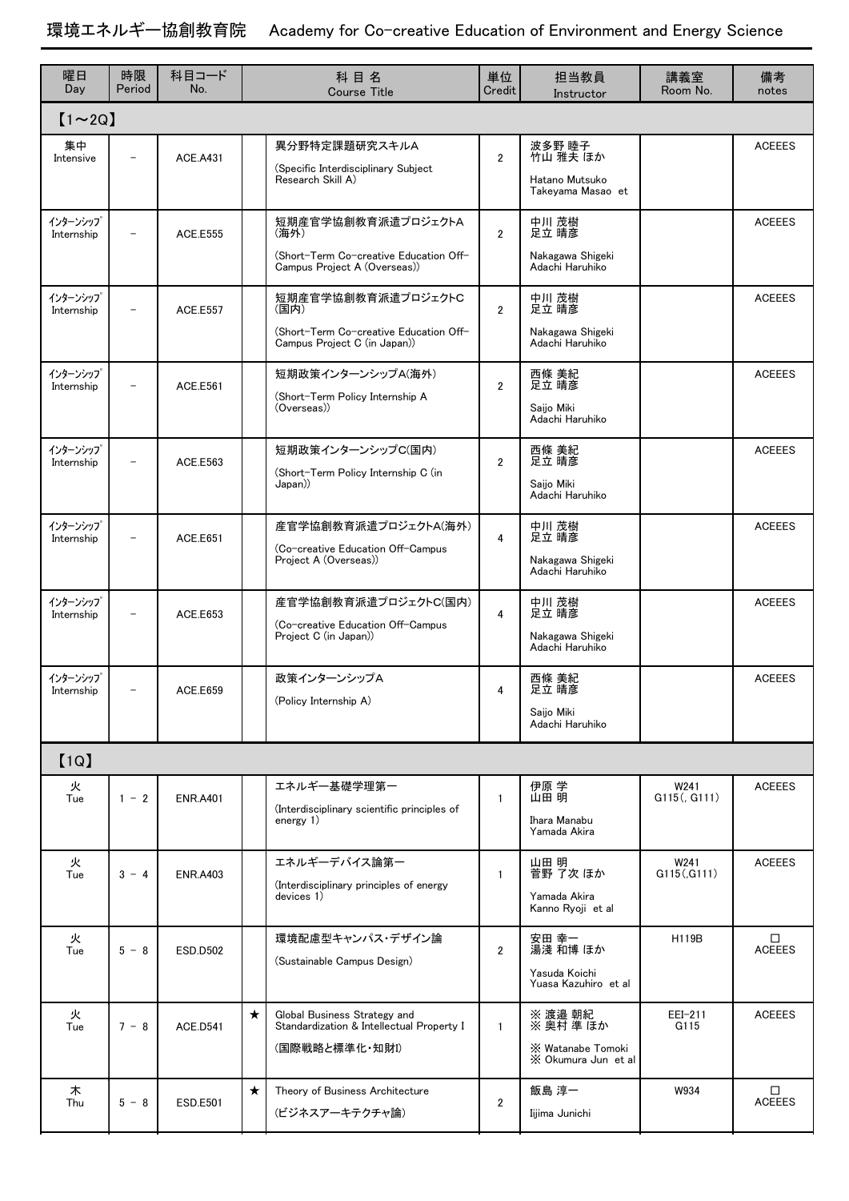# 環境エネルギー協創教育院　Academy for Co-creative Education of Environment and Energy Science

| 曜日 Day | 時限 Period | 科目コード No. | | 科 目 名 Course Title | 単位 Credit | 担当教員 Instructor | 講義室 Room No. | 備考 notes |
|---|---|---|---|---|---|---|---|---|
| 【1～2Q】 | | | | | | | | |
| 集中 Intensive | － | ACE.A431 | | 異分野特定課題研究スキルA (Specific Interdisciplinary Subject Research Skill A) | 2 | 波多野 睦子 竹山 雅夫 ほか Hatano Mutsuko Takeyama Masao et | | ACEEES |
| ｲﾝﾀｰﾝｼｯﾌﾟ Internship | － | ACE.E555 | | 短期産官学協創教育派遣プロジェクトA(海外) (Short-Term Co-creative Education Off-Campus Project A (Overseas)) | 2 | 中川 茂樹 足立 晴彦 Nakagawa Shigeki Adachi Haruhiko | | ACEEES |
| ｲﾝﾀｰﾝｼｯﾌﾟ Internship | － | ACE.E557 | | 短期産官学協創教育派遣プロジェクトC(国内) (Short-Term Co-creative Education Off-Campus Project C (in Japan)) | 2 | 中川 茂樹 足立 晴彦 Nakagawa Shigeki Adachi Haruhiko | | ACEEES |
| ｲﾝﾀｰﾝｼｯﾌﾟ Internship | － | ACE.E561 | | 短期政策インターンシップA(海外) (Short-Term Policy Internship A (Overseas)) | 2 | 西條 美紀 足立 晴彦 Saijo Miki Adachi Haruhiko | | ACEEES |
| ｲﾝﾀｰﾝｼｯﾌﾟ Internship | － | ACE.E563 | | 短期政策インターンシップC(国内) (Short-Term Policy Internship C (in Japan)) | 2 | 西條 美紀 足立 晴彦 Saijo Miki Adachi Haruhiko | | ACEEES |
| ｲﾝﾀｰﾝｼｯﾌﾟ Internship | － | ACE.E651 | | 産官学協創教育派遣プロジェクトA(海外) (Co-creative Education Off-Campus Project A (Overseas)) | 4 | 中川 茂樹 足立 晴彦 Nakagawa Shigeki Adachi Haruhiko | | ACEEES |
| ｲﾝﾀｰﾝｼｯﾌﾟ Internship | － | ACE.E653 | | 産官学協創教育派遣プロジェクトC(国内) (Co-creative Education Off-Campus Project C (in Japan)) | 4 | 中川 茂樹 足立 晴彦 Nakagawa Shigeki Adachi Haruhiko | | ACEEES |
| ｲﾝﾀｰﾝｼｯﾌﾟ Internship | － | ACE.E659 | | 政策インターンシップA (Policy Internship A) | 4 | 西條 美紀 足立 晴彦 Saijo Miki Adachi Haruhiko | | ACEEES |
| 【1Q】 | | | | | | | | |
| 火 Tue | 1 - 2 | ENR.A401 | | エネルギー基礎学理第一 (Interdisciplinary scientific principles of energy 1) | 1 | 伊原 学 山田 明 Ihara Manabu Yamada Akira | W241 G115(, G111) | ACEEES |
| 火 Tue | 3 - 4 | ENR.A403 | | エネルギーデバイス論第一 (Interdisciplinary principles of energy devices 1) | 1 | 山田 明 菅野 了次 ほか Yamada Akira Kanno Ryoji et al | W241 G115(,G111) | ACEEES |
| 火 Tue | 5 - 8 | ESD.D502 | | 環境配慮型キャンパス・デザイン論 (Sustainable Campus Design) | 2 | 安田 幸一 湯淺 和博 ほか Yasuda Koichi Yuasa Kazuhiro et al | H119B | □ ACEEES |
| 火 Tue | 7 - 8 | ACE.D541 | ★ | Global Business Strategy and Standardization & Intellectual Property I (国際戦略と標準化・知財I) | 1 | ※ 渡邉 朝紀 ※ 奥村 準 ほか ※ Watanabe Tomoki ※ Okumura Jun et al | EEI-211 G115 | ACEEES |
| 木 Thu | 5 - 8 | ESD.E501 | ★ | Theory of Business Architecture (ビジネスアーキテクチャ論) | 2 | 飯島 淳一 Iijima Junichi | W934 | □ ACEEES |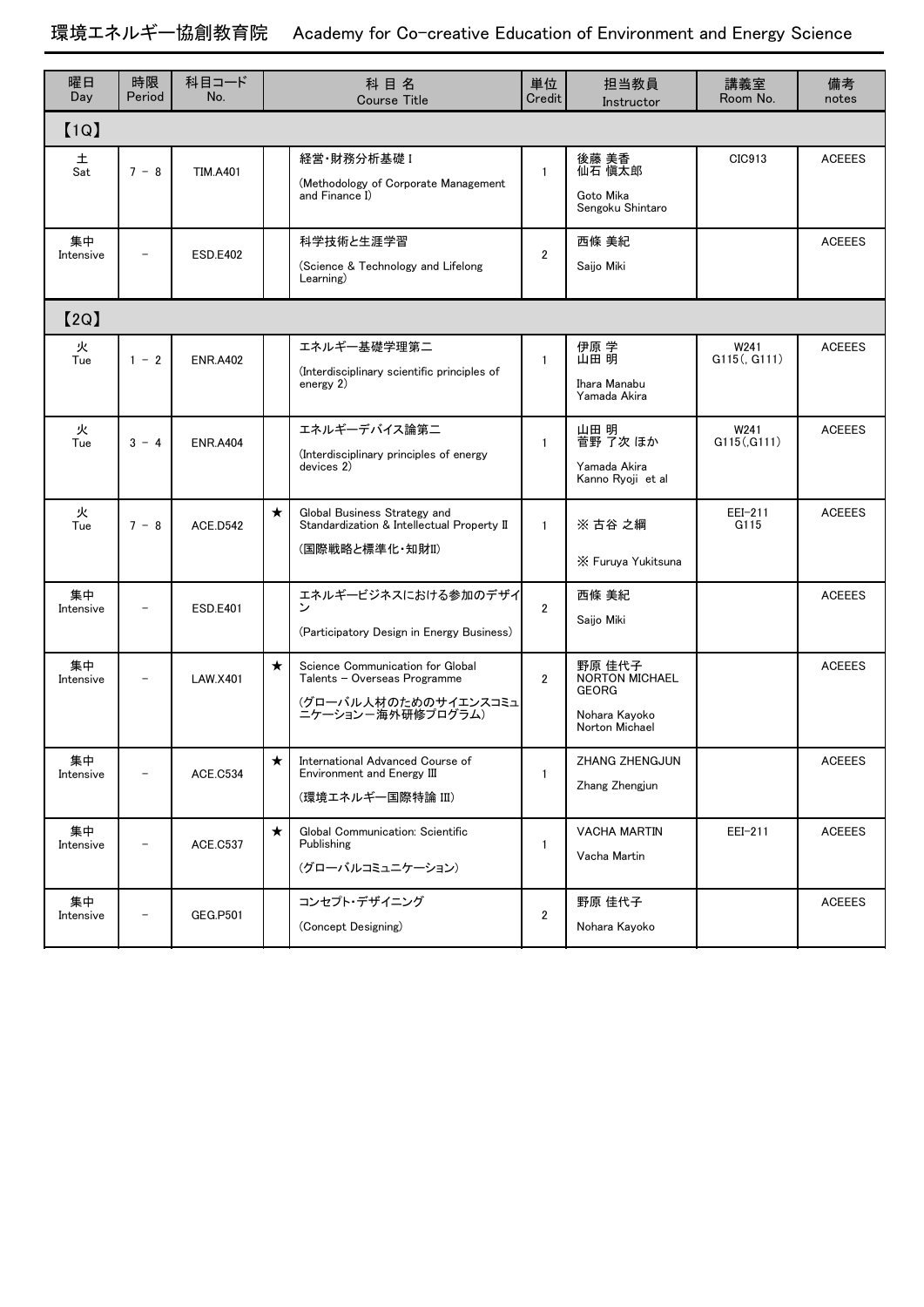# 環境エネルギー協創教育院　Academy for Co-creative Education of Environment and Energy Science

| 曜日 Day | 時限 Period | 科目コード No. | | 科目名 Course Title | 単位 Credit | 担当教員 Instructor | 講義室 Room No. | 備考 notes |
|---|---|---|---|---|---|---|---|---|
| 【1Q】 | | | | | | | | |
| 土 Sat | 7 － 8 | TIM.A401 | | 経営・財務分析基礎Ⅰ (Methodology of Corporate Management and Finance I) | 1 | 後藤 美香 仙石 愼太郎 Goto Mika Sengoku Shintaro | CIC913 | ACEEES |
| 集中 Intensive | － | ESD.E402 | | 科学技術と生涯学習 (Science & Technology and Lifelong Learning) | 2 | 西條 美紀 Saijo Miki | | ACEEES |
| 【2Q】 | | | | | | | | |
| 火 Tue | 1 － 2 | ENR.A402 | | エネルギー基礎学理第二 (Interdisciplinary scientific principles of energy 2) | 1 | 伊原 学 山田 明 Ihara Manabu Yamada Akira | W241 G115(, G111) | ACEEES |
| 火 Tue | 3 － 4 | ENR.A404 | | エネルギーデバイス論第二 (Interdisciplinary principles of energy devices 2) | 1 | 山田 明 菅野 了次 ほか Yamada Akira Kanno Ryoji et al | W241 G115(,G111) | ACEEES |
| 火 Tue | 7 － 8 | ACE.D542 | ★ | Global Business Strategy and Standardization & Intellectual Property Ⅱ (国際戦略と標準化・知財Ⅱ) | 1 | ※ 古谷 之綱 ※ Furuya Yukitsuna | EEI-211 G115 | ACEEES |
| 集中 Intensive | － | ESD.E401 | | エネルギービジネスにおける参加のデザイン (Participatory Design in Energy Business) | 2 | 西條 美紀 Saijo Miki | | ACEEES |
| 集中 Intensive | － | LAW.X401 | ★ | Science Communication for Global Talents – Overseas Programme (グローバル人材のためのサイエンスコミュニケーション－海外研修プログラム) | 2 | 野原 佳代子 NORTON MICHAEL GEORG Nohara Kayoko Norton Michael | | ACEEES |
| 集中 Intensive | － | ACE.C534 | ★ | International Advanced Course of Environment and Energy Ⅲ (環境エネルギー国際特論 Ⅲ) | 1 | ZHANG ZHENGJUN Zhang Zhengjun | | ACEEES |
| 集中 Intensive | － | ACE.C537 | ★ | Global Communication: Scientific Publishing (グローバルコミュニケーション) | 1 | VACHA MARTIN Vacha Martin | EEI-211 | ACEEES |
| 集中 Intensive | － | GEG.P501 | | コンセプト・デザイニング (Concept Designing) | 2 | 野原 佳代子 Nohara Kayoko | | ACEEES |